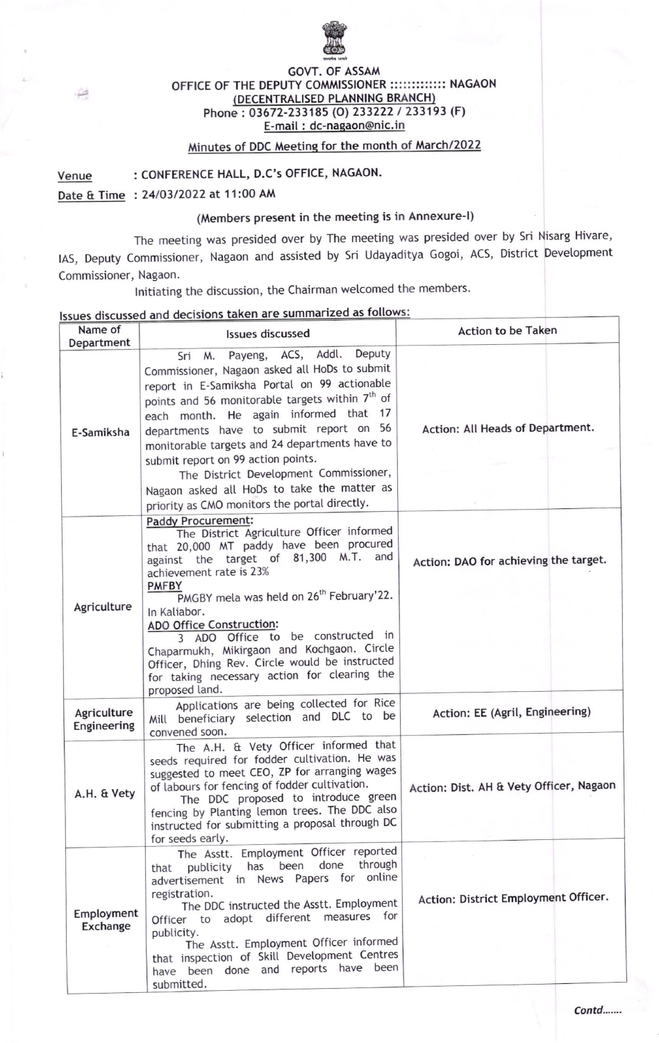GOVT. OF ASSAM
OFFICE OF THE DEPUTY COMMISSIONER ::::::::::::: NAGAON
(DECENTRALISED PLANNING BRANCH)
Phone : 03672-233185 (O) 233222 / 233193 (F)
E-mail : dc-nagaon@nic.in

## Minutes of DDC Meeting for the month of March/2022

**Venue** : CONFERENCE HALL, D.C's OFFICE, NAGAON.

**Date & Time** : 24/03/2022 at 11:00 AM

(Members present in the meeting is in Annexure-I)

The meeting was presided over by The meeting was presided over by Sri Nisarg Hivare, IAS, Deputy Commissioner, Nagaon and assisted by Sri Udayaditya Gogoi, ACS, District Development Commissioner, Nagaon.

Initiating the discussion, the Chairman welcomed the members.

**Issues discussed and decisions taken are summarized as follows:**

| Name of Department | Issues discussed | Action to be Taken |
|---|---|---|
| E-Samiksha | Sri M. Payeng, ACS, Addl. Deputy Commissioner, Nagaon asked all HoDs to submit report in E-Samiksha Portal on 99 actionable points and 56 monitorable targets within 7th of each month. He again informed that 17 departments have to submit report on 56 monitorable targets and 24 departments have to submit report on 99 action points.<br>The District Development Commissioner, Nagaon asked all HoDs to take the matter as priority as CMO monitors the portal directly. | Action: All Heads of Department. |
| Agriculture | **Paddy Procurement:**<br>The District Agriculture Officer informed that 20,000 MT paddy have been procured against the target of 81,300 M.T. and achievement rate is 23%<br>**PMFBY**<br>PMGBY mela was held on 26th February'22. In Kaliabor.<br>**ADO Office Construction:**<br>3 ADO Office to be constructed in Chaparmukh, Mikirgaon and Kochgaon. Circle Officer, Dhing Rev. Circle would be instructed for taking necessary action for clearing the proposed land. | Action: DAO for achieving the target. |
| Agriculture Engineering | Applications are being collected for Rice Mill beneficiary selection and DLC to be convened soon. | Action: EE (Agril, Engineering) |
| A.H. & Vety | The A.H. & Vety Officer informed that seeds required for fodder cultivation. He was suggested to meet CEO, ZP for arranging wages of labours for fencing of fodder cultivation.<br>The DDC proposed to introduce green fencing by Planting lemon trees. The DDC also instructed for submitting a proposal through DC for seeds early. | Action: Dist. AH & Vety Officer, Nagaon |
| Employment Exchange | The Asstt. Employment Officer reported that publicity has been done through advertisement in News Papers for online registration.<br>The DDC instructed the Asstt. Employment Officer to adopt different measures for publicity.<br>The Asstt. Employment Officer informed that inspection of Skill Development Centres have been done and reports have been submitted. | Action: District Employment Officer. |

*Contd.......*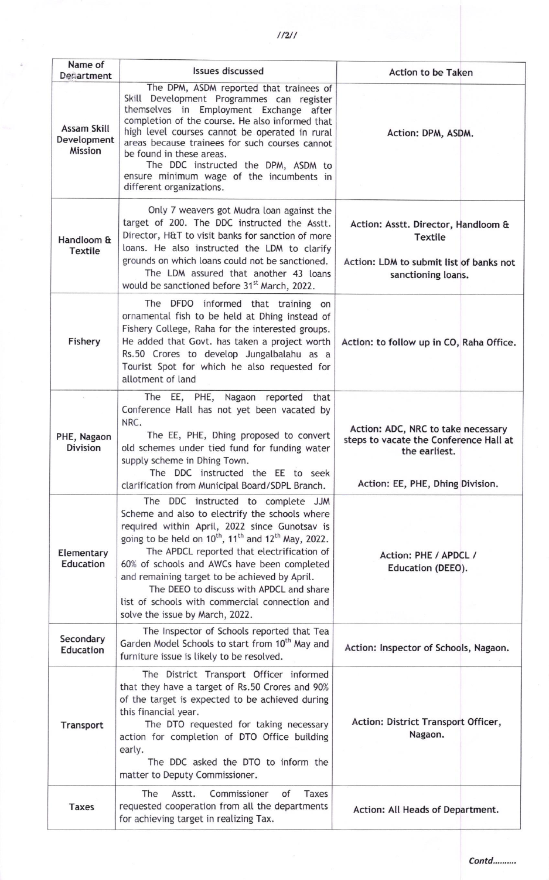| Name of Department | Issues discussed | Action to be Taken |
|---|---|---|
| Assam Skill Development Mission | The DPM, ASDM reported that trainees of Skill Development Programmes can register themselves in Employment Exchange after completion of the course. He also informed that high level courses cannot be operated in rural areas because trainees for such courses cannot be found in these areas. The DDC instructed the DPM, ASDM to ensure minimum wage of the incumbents in different organizations. | Action: DPM, ASDM. |
| Handloom & Textile | Only 7 weavers got Mudra loan against the target of 200. The DDC instructed the Asstt. Director, H&T to visit banks for sanction of more loans. He also instructed the LDM to clarify grounds on which loans could not be sanctioned. The LDM assured that another 43 loans would be sanctioned before 31st March, 2022. | Action: Asstt. Director, Handloom & Textile<br><br>Action: LDM to submit list of banks not sanctioning loans. |
| Fishery | The DFDO informed that training on ornamental fish to be held at Dhing instead of Fishery College, Raha for the interested groups. He added that Govt. has taken a project worth Rs.50 Crores to develop Jungalbalahu as a Tourist Spot for which he also requested for allotment of land | Action: to follow up in CO, Raha Office. |
| PHE, Nagaon Division | The EE, PHE, Nagaon reported that Conference Hall has not yet been vacated by NRC. The EE, PHE, Dhing proposed to convert old schemes under tied fund for funding water supply scheme in Dhing Town. The DDC instructed the EE to seek clarification from Municipal Board/SDPL Branch. | Action: ADC, NRC to take necessary steps to vacate the Conference Hall at the earliest.<br><br>Action: EE, PHE, Dhing Division. |
| Elementary Education | The DDC instructed to complete JJM Scheme and also to electrify the schools where required within April, 2022 since Gunotsav is going to be held on 10th, 11th and 12th May, 2022. The APDCL reported that electrification of 60% of schools and AWCs have been completed and remaining target to be achieved by April. The DEEO to discuss with APDCL and share list of schools with commercial connection and solve the issue by March, 2022. | Action: PHE / APDCL / Education (DEEO). |
| Secondary Education | The Inspector of Schools reported that Tea Garden Model Schools to start from 10th May and furniture issue is likely to be resolved. | Action: Inspector of Schools, Nagaon. |
| Transport | The District Transport Officer informed that they have a target of Rs.50 Crores and 90% of the target is expected to be achieved during this financial year. The DTO requested for taking necessary action for completion of DTO Office building early. The DDC asked the DTO to inform the matter to Deputy Commissioner. | Action: District Transport Officer, Nagaon. |
| Taxes | The Asstt. Commissioner of Taxes requested cooperation from all the departments for achieving target in realizing Tax. | Action: All Heads of Department. |

*Contd..........*